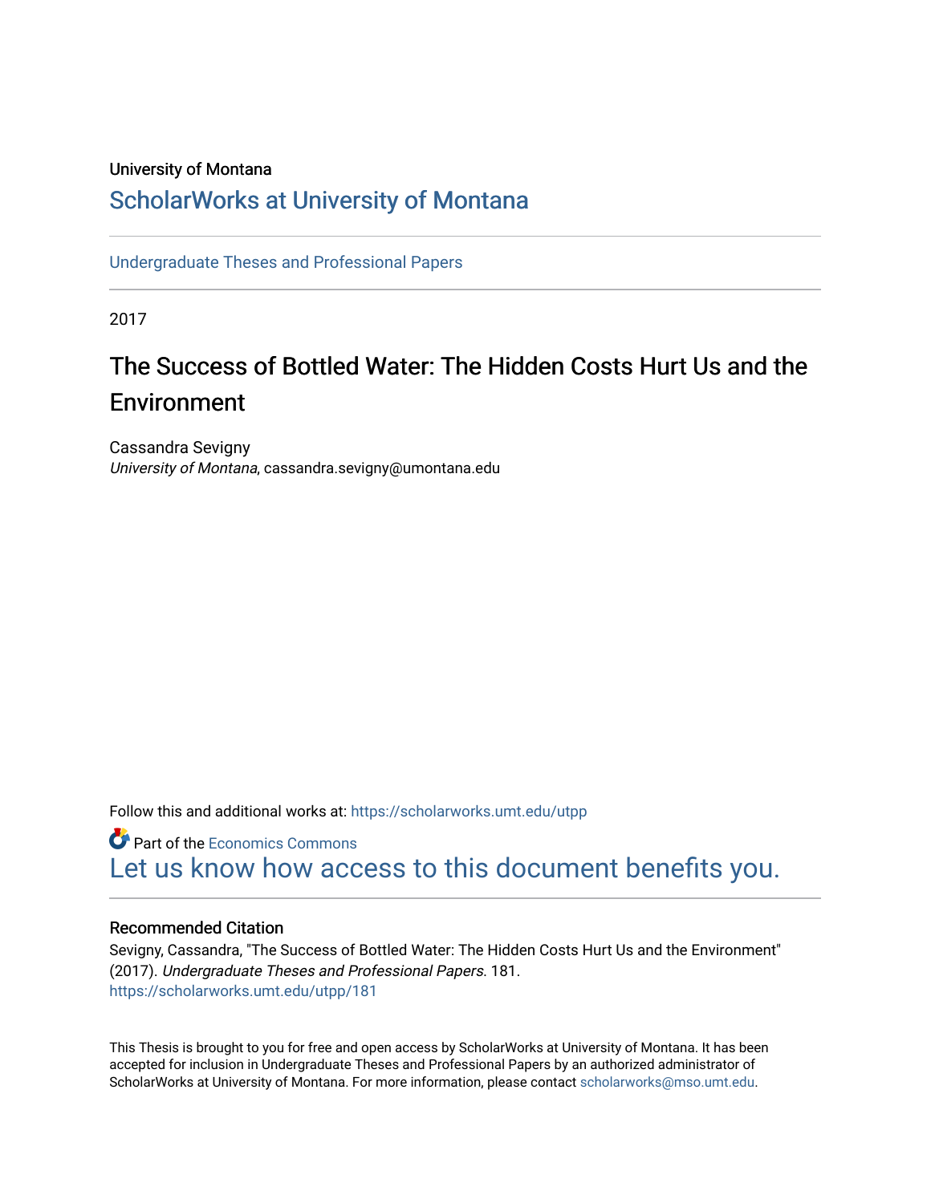University of Montana

# ScholarWorks at University of Montana

Undergraduate Theses and Professional Papers

2017

# The Success of Bottled Water: The Hidden Costs Hurt Us and the Environment

Cassandra Sevigny
*University of Montana*, cassandra.sevigny@umontana.edu

Follow this and additional works at: https://scholarworks.umt.edu/utpp

Part of the Economics Commons

Let us know how access to this document benefits you.

## Recommended Citation

Sevigny, Cassandra, "The Success of Bottled Water: The Hidden Costs Hurt Us and the Environment" (2017). *Undergraduate Theses and Professional Papers*. 181.
https://scholarworks.umt.edu/utpp/181

This Thesis is brought to you for free and open access by ScholarWorks at University of Montana. It has been accepted for inclusion in Undergraduate Theses and Professional Papers by an authorized administrator of ScholarWorks at University of Montana. For more information, please contact scholarworks@mso.umt.edu.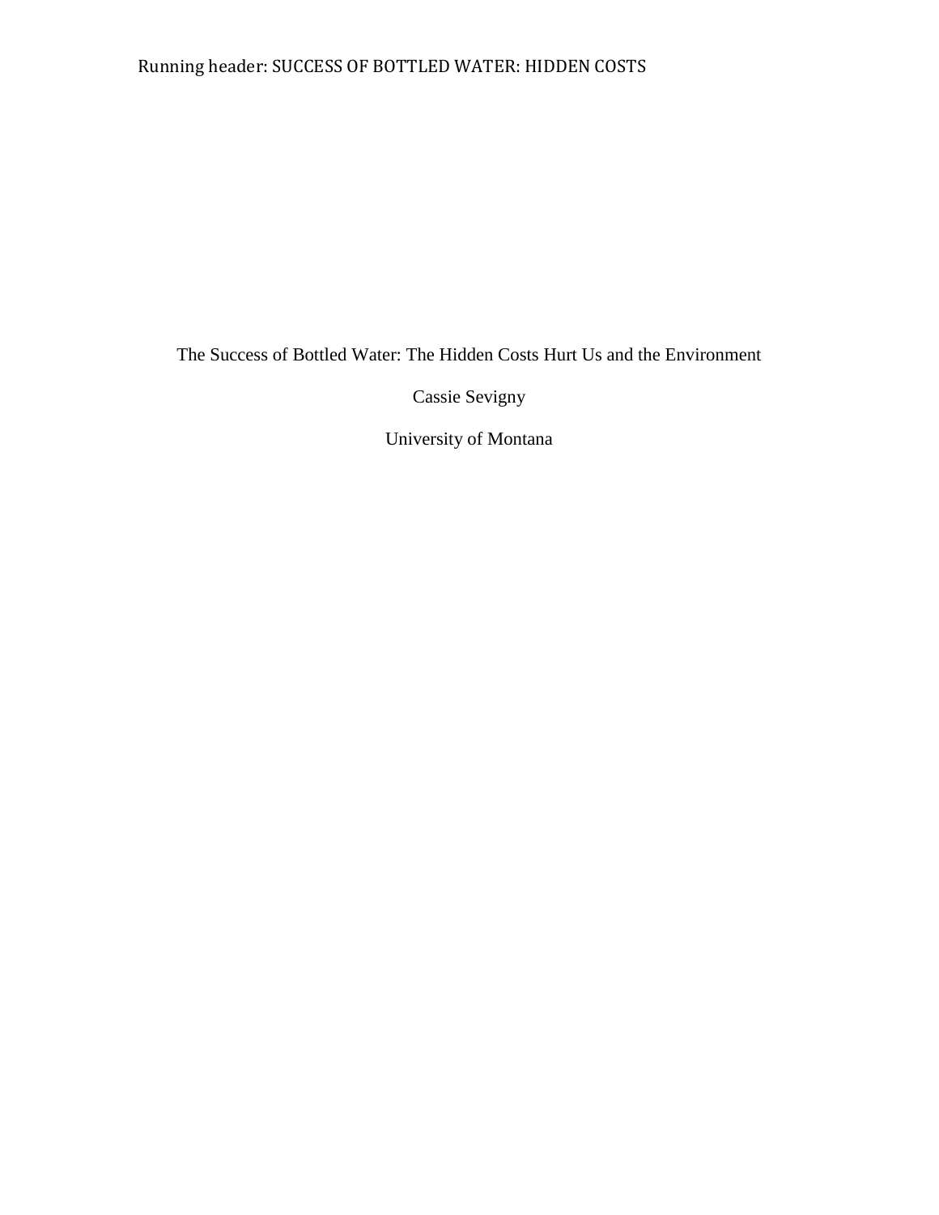The Success of Bottled Water: The Hidden Costs Hurt Us and the Environment

Cassie Sevigny

University of Montana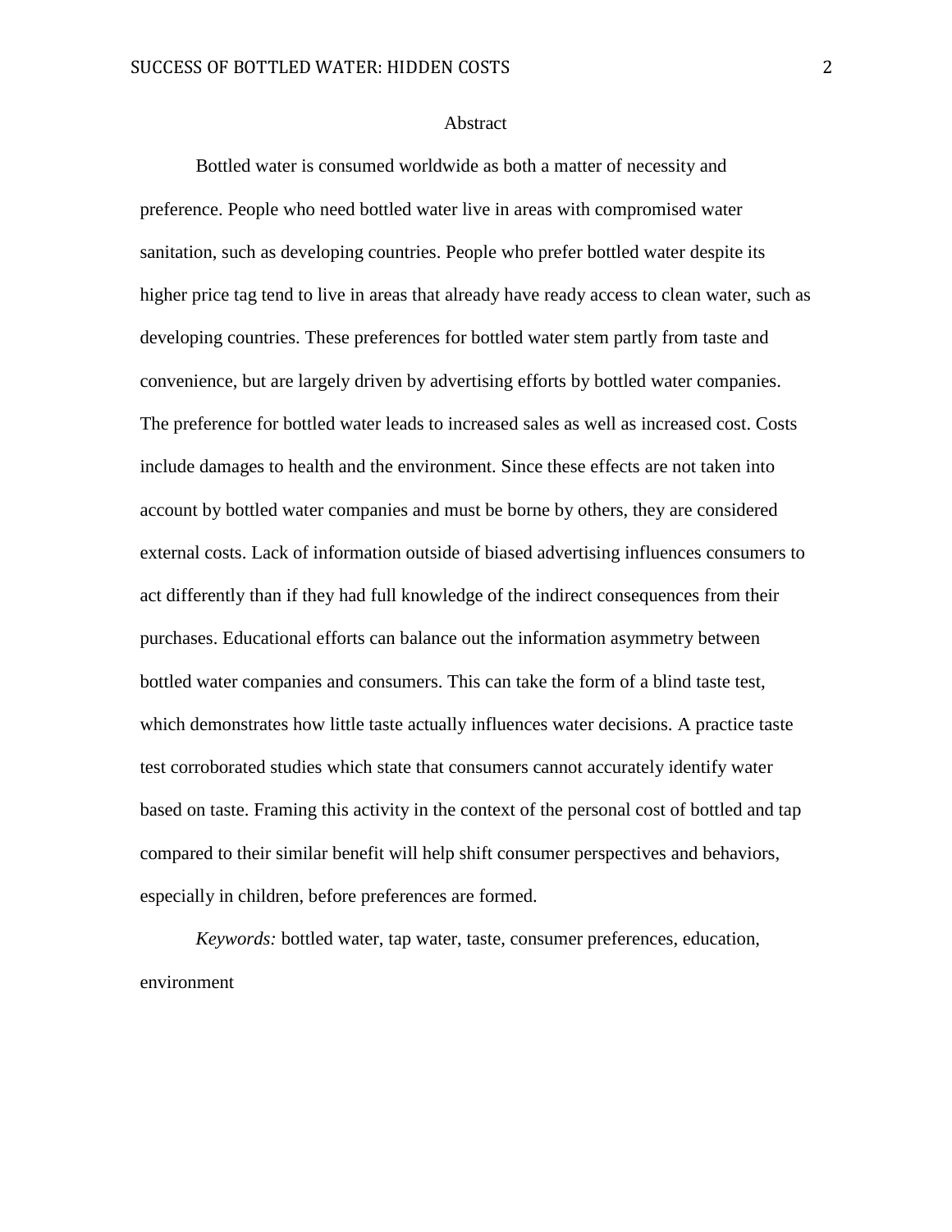# Abstract

Bottled water is consumed worldwide as both a matter of necessity and preference. People who need bottled water live in areas with compromised water sanitation, such as developing countries. People who prefer bottled water despite its higher price tag tend to live in areas that already have ready access to clean water, such as developing countries. These preferences for bottled water stem partly from taste and convenience, but are largely driven by advertising efforts by bottled water companies. The preference for bottled water leads to increased sales as well as increased cost. Costs include damages to health and the environment. Since these effects are not taken into account by bottled water companies and must be borne by others, they are considered external costs. Lack of information outside of biased advertising influences consumers to act differently than if they had full knowledge of the indirect consequences from their purchases. Educational efforts can balance out the information asymmetry between bottled water companies and consumers. This can take the form of a blind taste test, which demonstrates how little taste actually influences water decisions. A practice taste test corroborated studies which state that consumers cannot accurately identify water based on taste. Framing this activity in the context of the personal cost of bottled and tap compared to their similar benefit will help shift consumer perspectives and behaviors, especially in children, before preferences are formed.

*Keywords:* bottled water, tap water, taste, consumer preferences, education, environment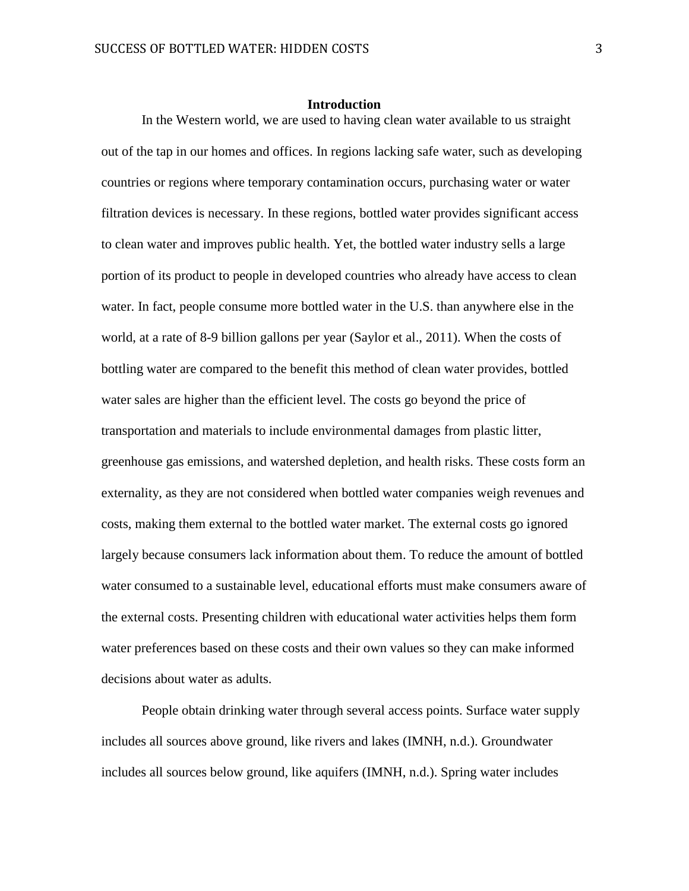# Introduction

In the Western world, we are used to having clean water available to us straight out of the tap in our homes and offices. In regions lacking safe water, such as developing countries or regions where temporary contamination occurs, purchasing water or water filtration devices is necessary. In these regions, bottled water provides significant access to clean water and improves public health. Yet, the bottled water industry sells a large portion of its product to people in developed countries who already have access to clean water. In fact, people consume more bottled water in the U.S. than anywhere else in the world, at a rate of 8-9 billion gallons per year (Saylor et al., 2011). When the costs of bottling water are compared to the benefit this method of clean water provides, bottled water sales are higher than the efficient level. The costs go beyond the price of transportation and materials to include environmental damages from plastic litter, greenhouse gas emissions, and watershed depletion, and health risks. These costs form an externality, as they are not considered when bottled water companies weigh revenues and costs, making them external to the bottled water market. The external costs go ignored largely because consumers lack information about them. To reduce the amount of bottled water consumed to a sustainable level, educational efforts must make consumers aware of the external costs. Presenting children with educational water activities helps them form water preferences based on these costs and their own values so they can make informed decisions about water as adults.

People obtain drinking water through several access points. Surface water supply includes all sources above ground, like rivers and lakes (IMNH, n.d.). Groundwater includes all sources below ground, like aquifers (IMNH, n.d.). Spring water includes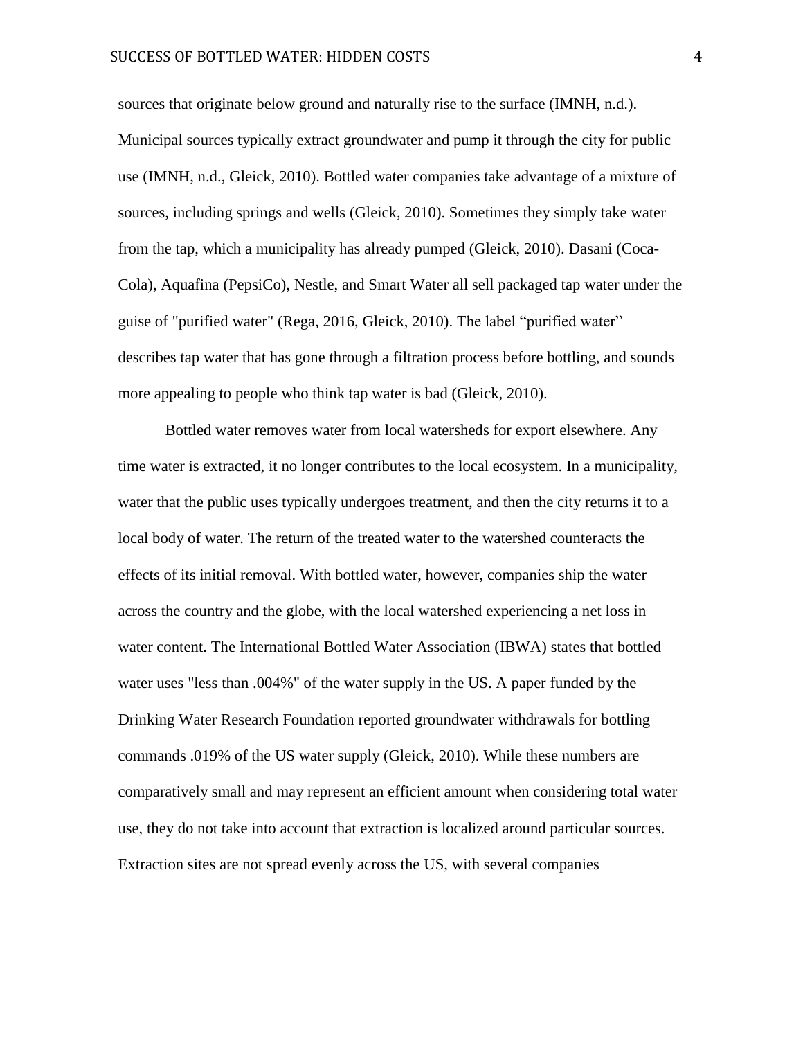sources that originate below ground and naturally rise to the surface (IMNH, n.d.). Municipal sources typically extract groundwater and pump it through the city for public use (IMNH, n.d., Gleick, 2010). Bottled water companies take advantage of a mixture of sources, including springs and wells (Gleick, 2010). Sometimes they simply take water from the tap, which a municipality has already pumped (Gleick, 2010). Dasani (Coca-Cola), Aquafina (PepsiCo), Nestle, and Smart Water all sell packaged tap water under the guise of "purified water" (Rega, 2016, Gleick, 2010). The label "purified water" describes tap water that has gone through a filtration process before bottling, and sounds more appealing to people who think tap water is bad (Gleick, 2010).

Bottled water removes water from local watersheds for export elsewhere. Any time water is extracted, it no longer contributes to the local ecosystem. In a municipality, water that the public uses typically undergoes treatment, and then the city returns it to a local body of water. The return of the treated water to the watershed counteracts the effects of its initial removal. With bottled water, however, companies ship the water across the country and the globe, with the local watershed experiencing a net loss in water content. The International Bottled Water Association (IBWA) states that bottled water uses "less than .004%" of the water supply in the US. A paper funded by the Drinking Water Research Foundation reported groundwater withdrawals for bottling commands .019% of the US water supply (Gleick, 2010). While these numbers are comparatively small and may represent an efficient amount when considering total water use, they do not take into account that extraction is localized around particular sources. Extraction sites are not spread evenly across the US, with several companies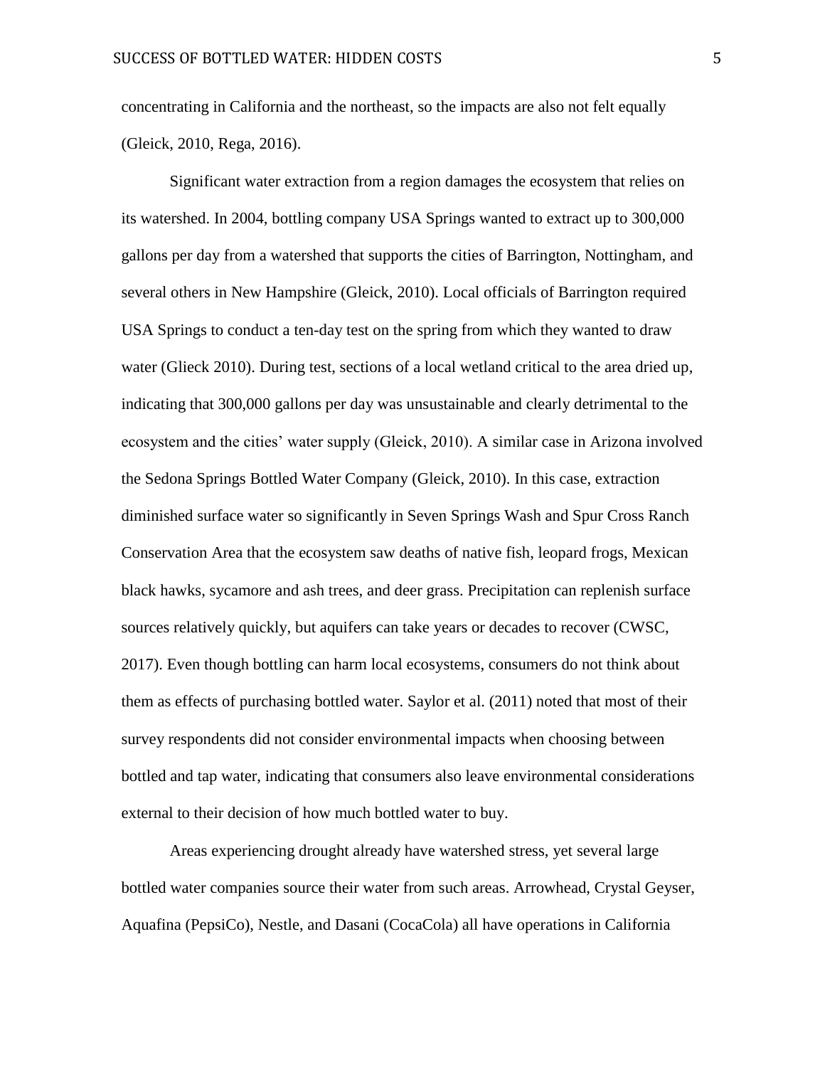concentrating in California and the northeast, so the impacts are also not felt equally (Gleick, 2010, Rega, 2016).

Significant water extraction from a region damages the ecosystem that relies on its watershed. In 2004, bottling company USA Springs wanted to extract up to 300,000 gallons per day from a watershed that supports the cities of Barrington, Nottingham, and several others in New Hampshire (Gleick, 2010). Local officials of Barrington required USA Springs to conduct a ten-day test on the spring from which they wanted to draw water (Glieck 2010). During test, sections of a local wetland critical to the area dried up, indicating that 300,000 gallons per day was unsustainable and clearly detrimental to the ecosystem and the cities' water supply (Gleick, 2010). A similar case in Arizona involved the Sedona Springs Bottled Water Company (Gleick, 2010). In this case, extraction diminished surface water so significantly in Seven Springs Wash and Spur Cross Ranch Conservation Area that the ecosystem saw deaths of native fish, leopard frogs, Mexican black hawks, sycamore and ash trees, and deer grass. Precipitation can replenish surface sources relatively quickly, but aquifers can take years or decades to recover (CWSC, 2017). Even though bottling can harm local ecosystems, consumers do not think about them as effects of purchasing bottled water. Saylor et al. (2011) noted that most of their survey respondents did not consider environmental impacts when choosing between bottled and tap water, indicating that consumers also leave environmental considerations external to their decision of how much bottled water to buy.

Areas experiencing drought already have watershed stress, yet several large bottled water companies source their water from such areas. Arrowhead, Crystal Geyser, Aquafina (PepsiCo), Nestle, and Dasani (CocaCola) all have operations in California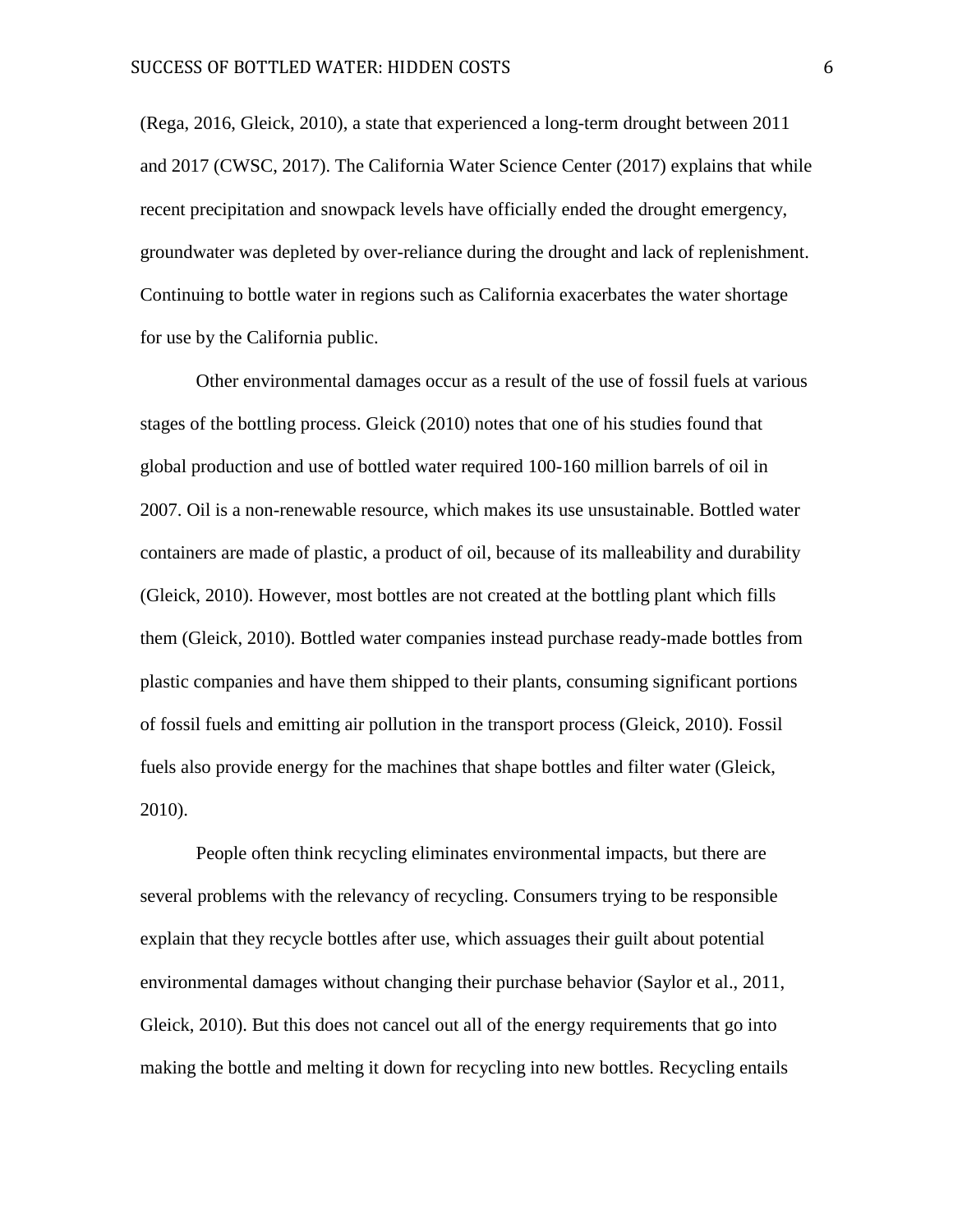(Rega, 2016, Gleick, 2010), a state that experienced a long-term drought between 2011 and 2017 (CWSC, 2017). The California Water Science Center (2017) explains that while recent precipitation and snowpack levels have officially ended the drought emergency, groundwater was depleted by over-reliance during the drought and lack of replenishment. Continuing to bottle water in regions such as California exacerbates the water shortage for use by the California public.

Other environmental damages occur as a result of the use of fossil fuels at various stages of the bottling process. Gleick (2010) notes that one of his studies found that global production and use of bottled water required 100-160 million barrels of oil in 2007. Oil is a non-renewable resource, which makes its use unsustainable. Bottled water containers are made of plastic, a product of oil, because of its malleability and durability (Gleick, 2010). However, most bottles are not created at the bottling plant which fills them (Gleick, 2010). Bottled water companies instead purchase ready-made bottles from plastic companies and have them shipped to their plants, consuming significant portions of fossil fuels and emitting air pollution in the transport process (Gleick, 2010). Fossil fuels also provide energy for the machines that shape bottles and filter water (Gleick, 2010).

People often think recycling eliminates environmental impacts, but there are several problems with the relevancy of recycling. Consumers trying to be responsible explain that they recycle bottles after use, which assuages their guilt about potential environmental damages without changing their purchase behavior (Saylor et al., 2011, Gleick, 2010). But this does not cancel out all of the energy requirements that go into making the bottle and melting it down for recycling into new bottles. Recycling entails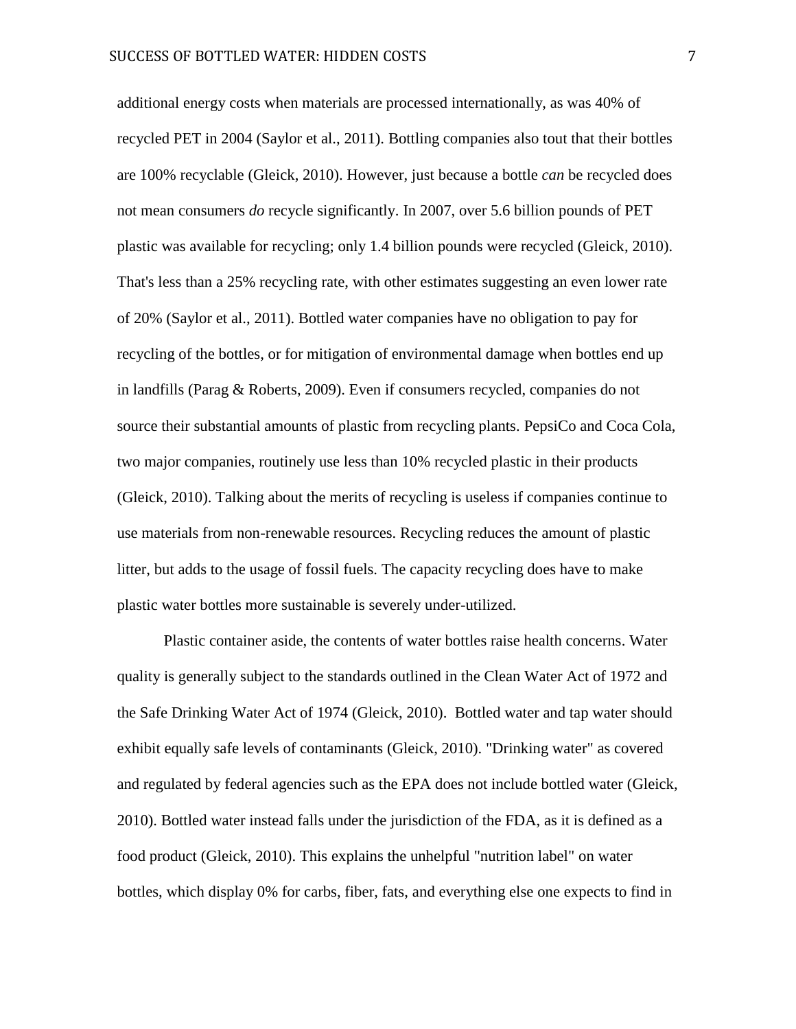additional energy costs when materials are processed internationally, as was 40% of recycled PET in 2004 (Saylor et al., 2011). Bottling companies also tout that their bottles are 100% recyclable (Gleick, 2010). However, just because a bottle *can* be recycled does not mean consumers *do* recycle significantly. In 2007, over 5.6 billion pounds of PET plastic was available for recycling; only 1.4 billion pounds were recycled (Gleick, 2010). That's less than a 25% recycling rate, with other estimates suggesting an even lower rate of 20% (Saylor et al., 2011). Bottled water companies have no obligation to pay for recycling of the bottles, or for mitigation of environmental damage when bottles end up in landfills (Parag & Roberts, 2009). Even if consumers recycled, companies do not source their substantial amounts of plastic from recycling plants. PepsiCo and Coca Cola, two major companies, routinely use less than 10% recycled plastic in their products (Gleick, 2010). Talking about the merits of recycling is useless if companies continue to use materials from non-renewable resources. Recycling reduces the amount of plastic litter, but adds to the usage of fossil fuels. The capacity recycling does have to make plastic water bottles more sustainable is severely under-utilized.

Plastic container aside, the contents of water bottles raise health concerns. Water quality is generally subject to the standards outlined in the Clean Water Act of 1972 and the Safe Drinking Water Act of 1974 (Gleick, 2010). Bottled water and tap water should exhibit equally safe levels of contaminants (Gleick, 2010). "Drinking water" as covered and regulated by federal agencies such as the EPA does not include bottled water (Gleick, 2010). Bottled water instead falls under the jurisdiction of the FDA, as it is defined as a food product (Gleick, 2010). This explains the unhelpful "nutrition label" on water bottles, which display 0% for carbs, fiber, fats, and everything else one expects to find in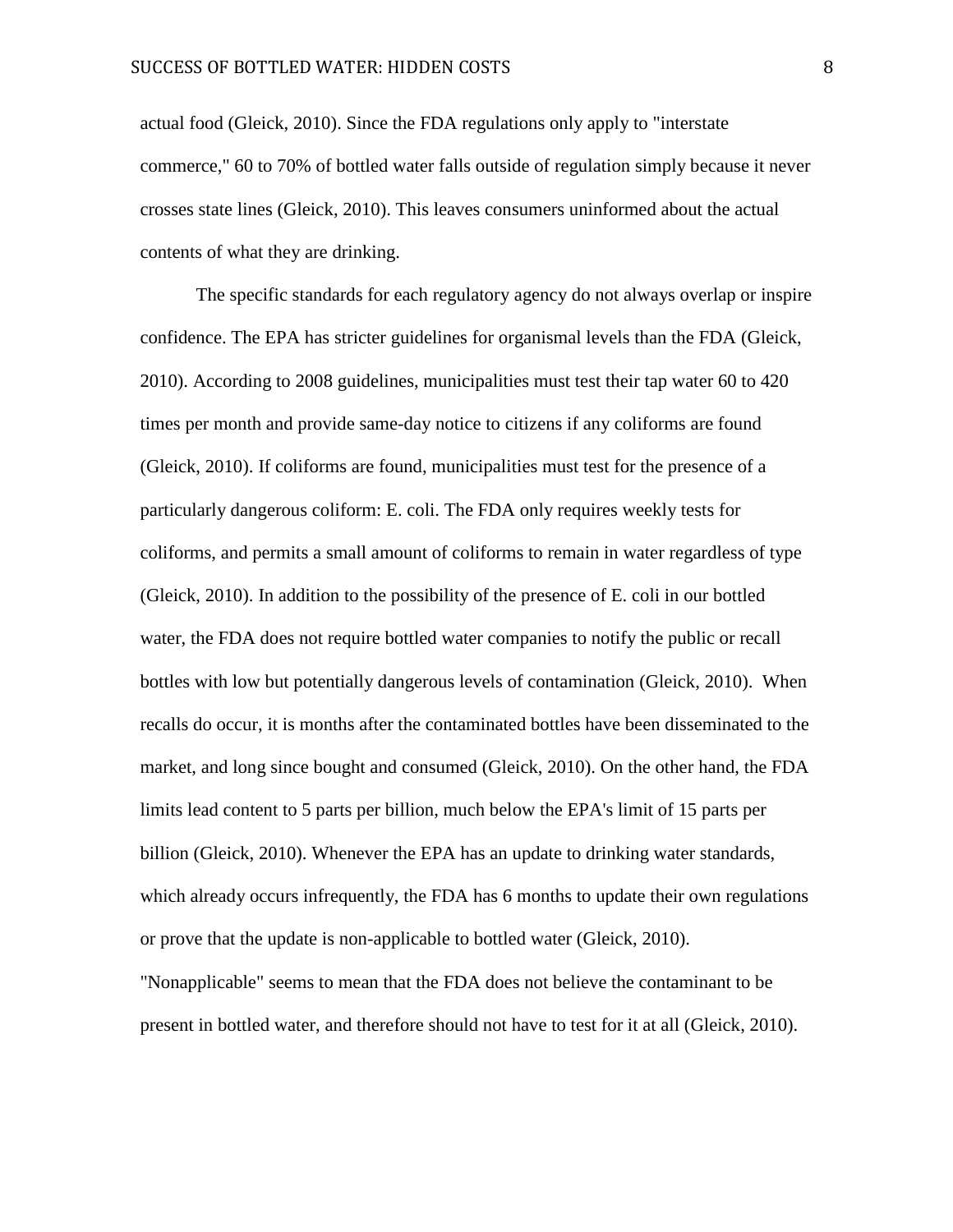actual food (Gleick, 2010). Since the FDA regulations only apply to "interstate commerce," 60 to 70% of bottled water falls outside of regulation simply because it never crosses state lines (Gleick, 2010). This leaves consumers uninformed about the actual contents of what they are drinking.

The specific standards for each regulatory agency do not always overlap or inspire confidence. The EPA has stricter guidelines for organismal levels than the FDA (Gleick, 2010). According to 2008 guidelines, municipalities must test their tap water 60 to 420 times per month and provide same-day notice to citizens if any coliforms are found (Gleick, 2010). If coliforms are found, municipalities must test for the presence of a particularly dangerous coliform: E. coli. The FDA only requires weekly tests for coliforms, and permits a small amount of coliforms to remain in water regardless of type (Gleick, 2010). In addition to the possibility of the presence of E. coli in our bottled water, the FDA does not require bottled water companies to notify the public or recall bottles with low but potentially dangerous levels of contamination (Gleick, 2010). When recalls do occur, it is months after the contaminated bottles have been disseminated to the market, and long since bought and consumed (Gleick, 2010). On the other hand, the FDA limits lead content to 5 parts per billion, much below the EPA's limit of 15 parts per billion (Gleick, 2010). Whenever the EPA has an update to drinking water standards, which already occurs infrequently, the FDA has 6 months to update their own regulations or prove that the update is non-applicable to bottled water (Gleick, 2010). "Nonapplicable" seems to mean that the FDA does not believe the contaminant to be present in bottled water, and therefore should not have to test for it at all (Gleick, 2010).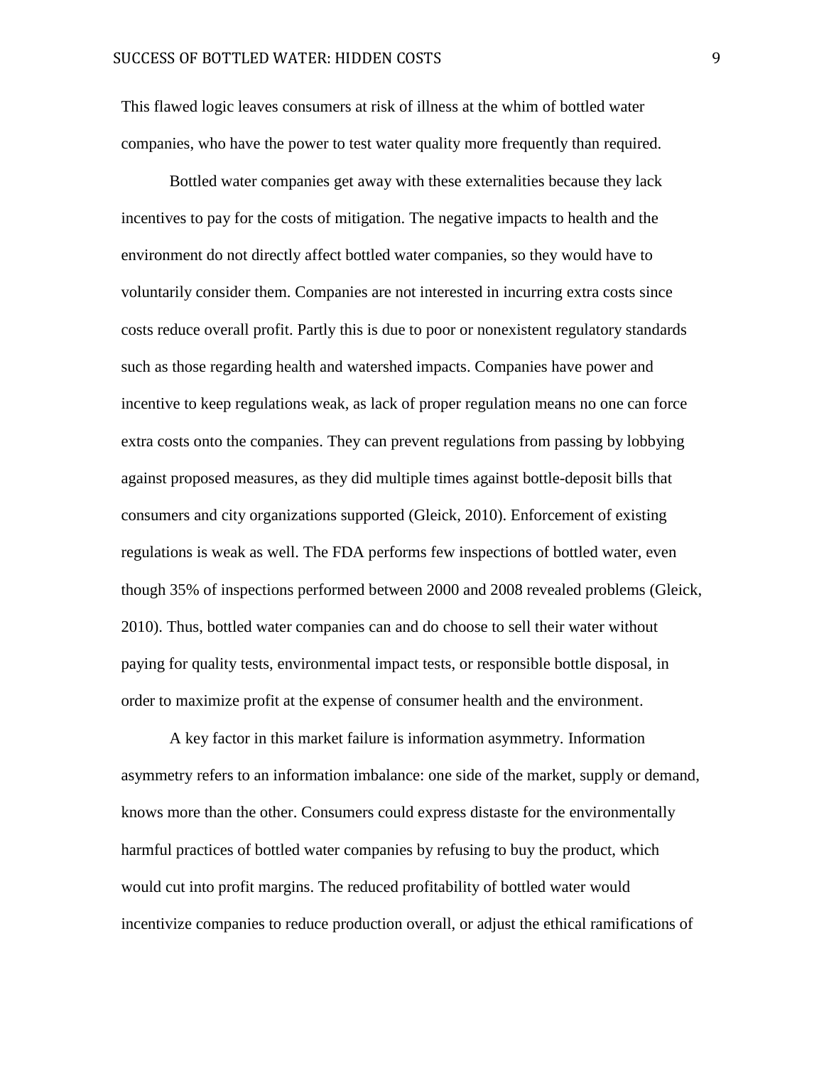This flawed logic leaves consumers at risk of illness at the whim of bottled water companies, who have the power to test water quality more frequently than required.

Bottled water companies get away with these externalities because they lack incentives to pay for the costs of mitigation. The negative impacts to health and the environment do not directly affect bottled water companies, so they would have to voluntarily consider them. Companies are not interested in incurring extra costs since costs reduce overall profit. Partly this is due to poor or nonexistent regulatory standards such as those regarding health and watershed impacts. Companies have power and incentive to keep regulations weak, as lack of proper regulation means no one can force extra costs onto the companies. They can prevent regulations from passing by lobbying against proposed measures, as they did multiple times against bottle-deposit bills that consumers and city organizations supported (Gleick, 2010). Enforcement of existing regulations is weak as well. The FDA performs few inspections of bottled water, even though 35% of inspections performed between 2000 and 2008 revealed problems (Gleick, 2010). Thus, bottled water companies can and do choose to sell their water without paying for quality tests, environmental impact tests, or responsible bottle disposal, in order to maximize profit at the expense of consumer health and the environment.

A key factor in this market failure is information asymmetry. Information asymmetry refers to an information imbalance: one side of the market, supply or demand, knows more than the other. Consumers could express distaste for the environmentally harmful practices of bottled water companies by refusing to buy the product, which would cut into profit margins. The reduced profitability of bottled water would incentivize companies to reduce production overall, or adjust the ethical ramifications of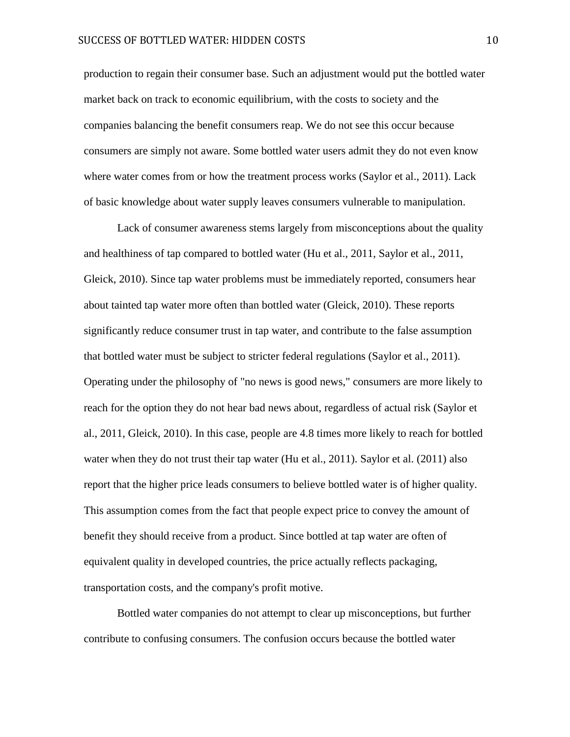production to regain their consumer base. Such an adjustment would put the bottled water market back on track to economic equilibrium, with the costs to society and the companies balancing the benefit consumers reap. We do not see this occur because consumers are simply not aware. Some bottled water users admit they do not even know where water comes from or how the treatment process works (Saylor et al., 2011). Lack of basic knowledge about water supply leaves consumers vulnerable to manipulation.

Lack of consumer awareness stems largely from misconceptions about the quality and healthiness of tap compared to bottled water (Hu et al., 2011, Saylor et al., 2011, Gleick, 2010). Since tap water problems must be immediately reported, consumers hear about tainted tap water more often than bottled water (Gleick, 2010). These reports significantly reduce consumer trust in tap water, and contribute to the false assumption that bottled water must be subject to stricter federal regulations (Saylor et al., 2011). Operating under the philosophy of "no news is good news," consumers are more likely to reach for the option they do not hear bad news about, regardless of actual risk (Saylor et al., 2011, Gleick, 2010). In this case, people are 4.8 times more likely to reach for bottled water when they do not trust their tap water (Hu et al., 2011). Saylor et al. (2011) also report that the higher price leads consumers to believe bottled water is of higher quality. This assumption comes from the fact that people expect price to convey the amount of benefit they should receive from a product. Since bottled at tap water are often of equivalent quality in developed countries, the price actually reflects packaging, transportation costs, and the company's profit motive.

Bottled water companies do not attempt to clear up misconceptions, but further contribute to confusing consumers. The confusion occurs because the bottled water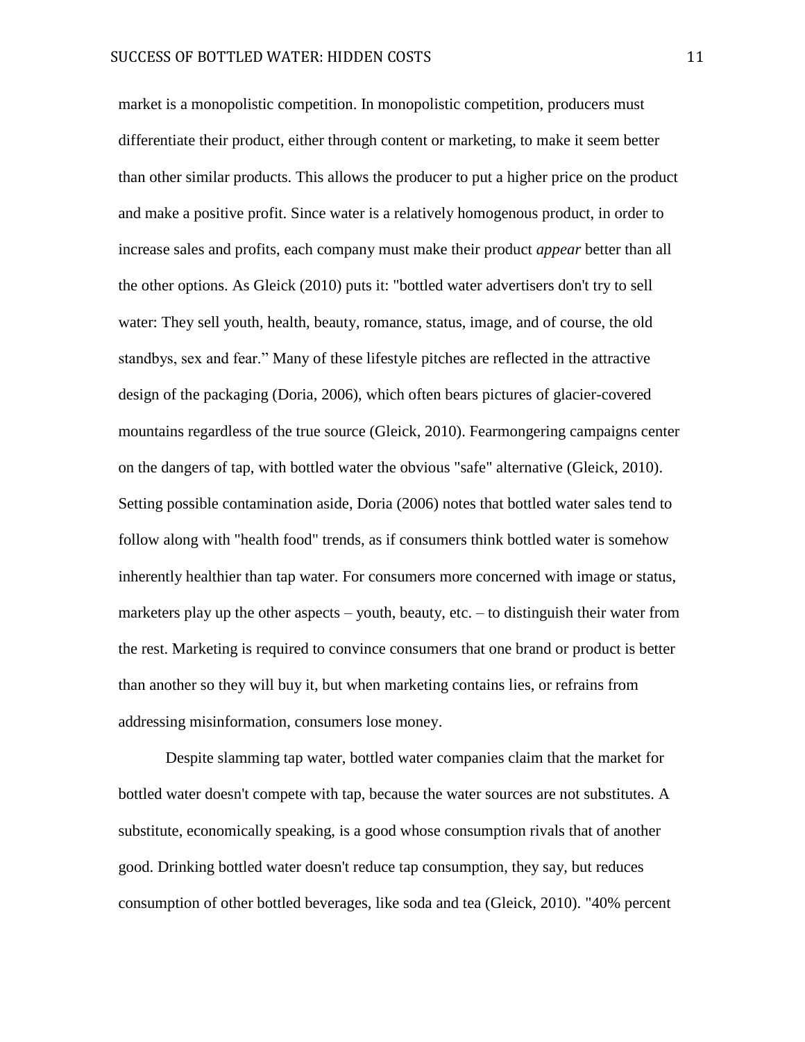market is a monopolistic competition. In monopolistic competition, producers must differentiate their product, either through content or marketing, to make it seem better than other similar products. This allows the producer to put a higher price on the product and make a positive profit. Since water is a relatively homogenous product, in order to increase sales and profits, each company must make their product *appear* better than all the other options. As Gleick (2010) puts it: "bottled water advertisers don't try to sell water: They sell youth, health, beauty, romance, status, image, and of course, the old standbys, sex and fear." Many of these lifestyle pitches are reflected in the attractive design of the packaging (Doria, 2006), which often bears pictures of glacier-covered mountains regardless of the true source (Gleick, 2010). Fearmongering campaigns center on the dangers of tap, with bottled water the obvious "safe" alternative (Gleick, 2010). Setting possible contamination aside, Doria (2006) notes that bottled water sales tend to follow along with "health food" trends, as if consumers think bottled water is somehow inherently healthier than tap water. For consumers more concerned with image or status, marketers play up the other aspects – youth, beauty, etc. – to distinguish their water from the rest. Marketing is required to convince consumers that one brand or product is better than another so they will buy it, but when marketing contains lies, or refrains from addressing misinformation, consumers lose money.

Despite slamming tap water, bottled water companies claim that the market for bottled water doesn't compete with tap, because the water sources are not substitutes. A substitute, economically speaking, is a good whose consumption rivals that of another good. Drinking bottled water doesn't reduce tap consumption, they say, but reduces consumption of other bottled beverages, like soda and tea (Gleick, 2010). "40% percent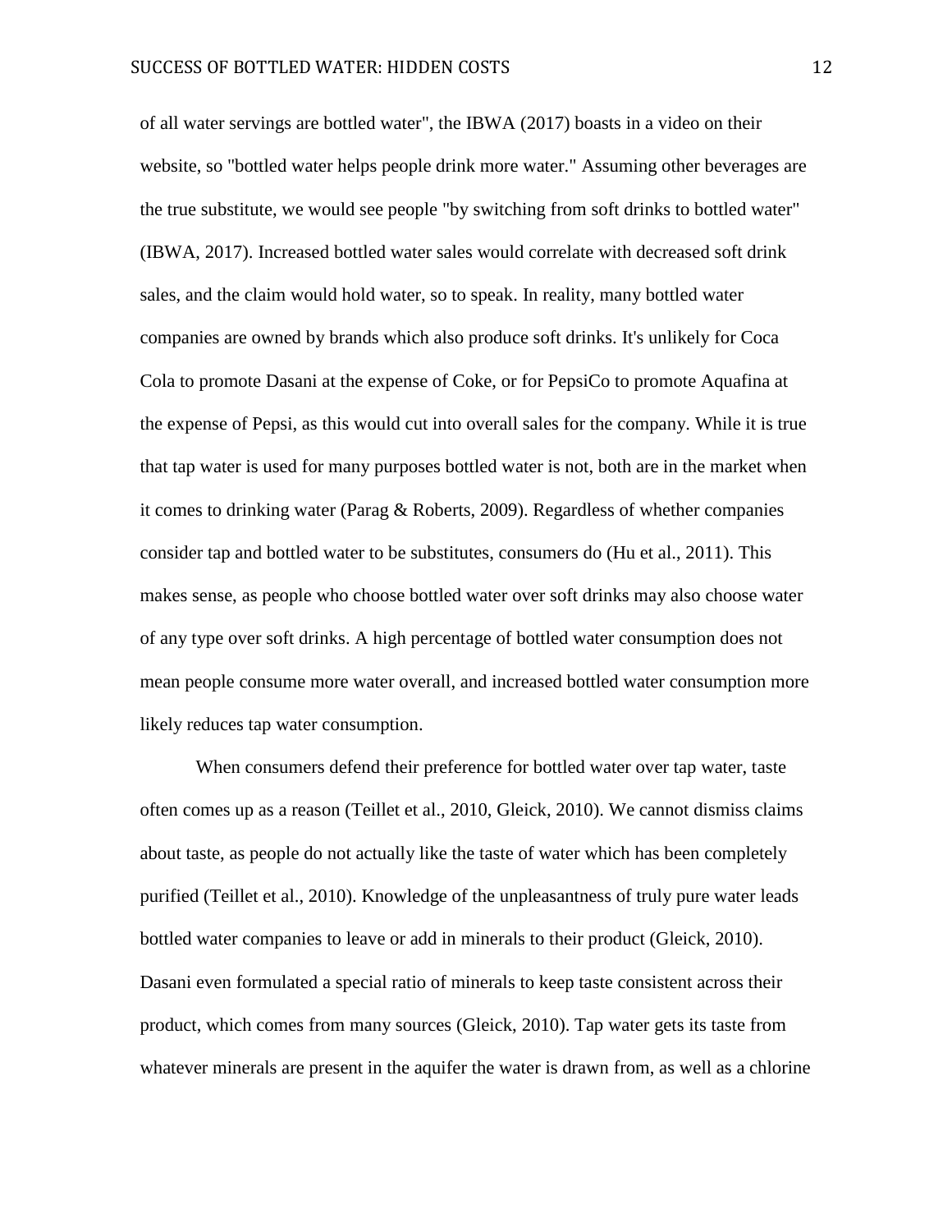of all water servings are bottled water", the IBWA (2017) boasts in a video on their website, so "bottled water helps people drink more water." Assuming other beverages are the true substitute, we would see people "by switching from soft drinks to bottled water" (IBWA, 2017). Increased bottled water sales would correlate with decreased soft drink sales, and the claim would hold water, so to speak. In reality, many bottled water companies are owned by brands which also produce soft drinks. It's unlikely for Coca Cola to promote Dasani at the expense of Coke, or for PepsiCo to promote Aquafina at the expense of Pepsi, as this would cut into overall sales for the company. While it is true that tap water is used for many purposes bottled water is not, both are in the market when it comes to drinking water (Parag & Roberts, 2009). Regardless of whether companies consider tap and bottled water to be substitutes, consumers do (Hu et al., 2011). This makes sense, as people who choose bottled water over soft drinks may also choose water of any type over soft drinks. A high percentage of bottled water consumption does not mean people consume more water overall, and increased bottled water consumption more likely reduces tap water consumption.

When consumers defend their preference for bottled water over tap water, taste often comes up as a reason (Teillet et al., 2010, Gleick, 2010). We cannot dismiss claims about taste, as people do not actually like the taste of water which has been completely purified (Teillet et al., 2010). Knowledge of the unpleasantness of truly pure water leads bottled water companies to leave or add in minerals to their product (Gleick, 2010). Dasani even formulated a special ratio of minerals to keep taste consistent across their product, which comes from many sources (Gleick, 2010). Tap water gets its taste from whatever minerals are present in the aquifer the water is drawn from, as well as a chlorine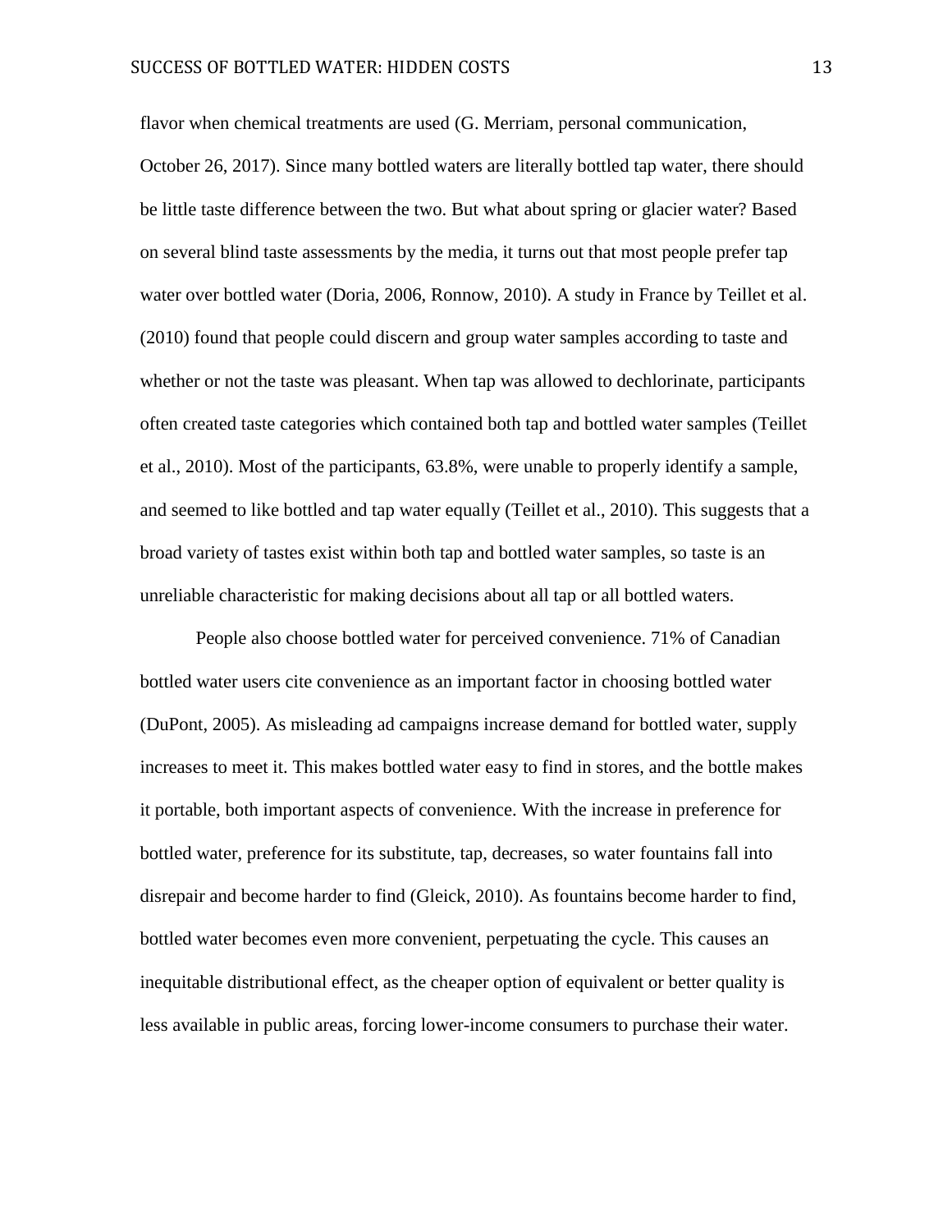flavor when chemical treatments are used (G. Merriam, personal communication, October 26, 2017). Since many bottled waters are literally bottled tap water, there should be little taste difference between the two. But what about spring or glacier water? Based on several blind taste assessments by the media, it turns out that most people prefer tap water over bottled water (Doria, 2006, Ronnow, 2010). A study in France by Teillet et al. (2010) found that people could discern and group water samples according to taste and whether or not the taste was pleasant. When tap was allowed to dechlorinate, participants often created taste categories which contained both tap and bottled water samples (Teillet et al., 2010). Most of the participants, 63.8%, were unable to properly identify a sample, and seemed to like bottled and tap water equally (Teillet et al., 2010). This suggests that a broad variety of tastes exist within both tap and bottled water samples, so taste is an unreliable characteristic for making decisions about all tap or all bottled waters.

People also choose bottled water for perceived convenience. 71% of Canadian bottled water users cite convenience as an important factor in choosing bottled water (DuPont, 2005). As misleading ad campaigns increase demand for bottled water, supply increases to meet it. This makes bottled water easy to find in stores, and the bottle makes it portable, both important aspects of convenience. With the increase in preference for bottled water, preference for its substitute, tap, decreases, so water fountains fall into disrepair and become harder to find (Gleick, 2010). As fountains become harder to find, bottled water becomes even more convenient, perpetuating the cycle. This causes an inequitable distributional effect, as the cheaper option of equivalent or better quality is less available in public areas, forcing lower-income consumers to purchase their water.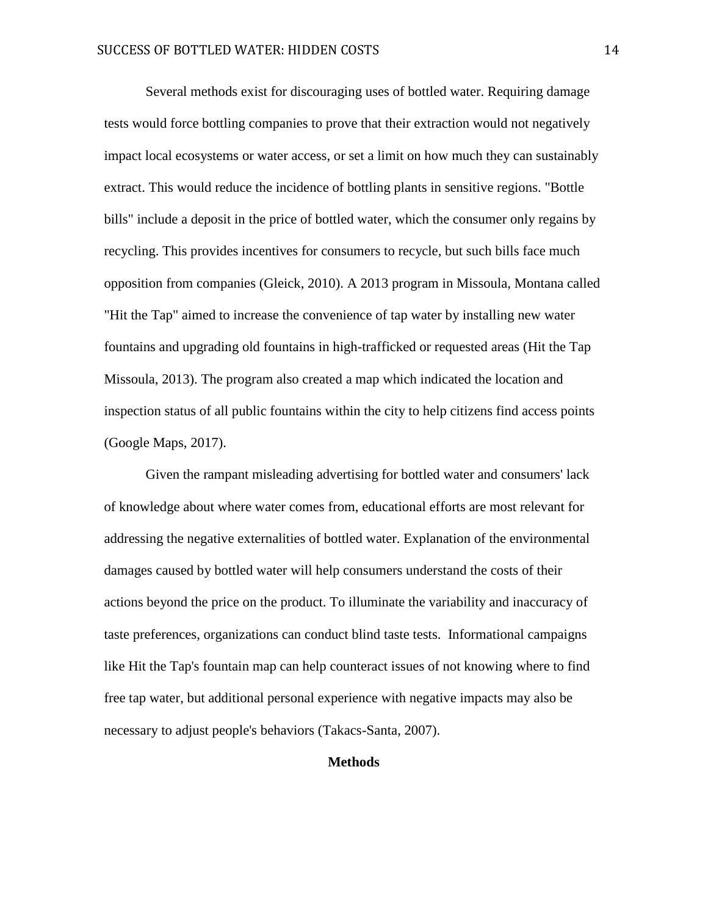Several methods exist for discouraging uses of bottled water. Requiring damage tests would force bottling companies to prove that their extraction would not negatively impact local ecosystems or water access, or set a limit on how much they can sustainably extract. This would reduce the incidence of bottling plants in sensitive regions. "Bottle bills" include a deposit in the price of bottled water, which the consumer only regains by recycling. This provides incentives for consumers to recycle, but such bills face much opposition from companies (Gleick, 2010). A 2013 program in Missoula, Montana called "Hit the Tap" aimed to increase the convenience of tap water by installing new water fountains and upgrading old fountains in high-trafficked or requested areas (Hit the Tap Missoula, 2013). The program also created a map which indicated the location and inspection status of all public fountains within the city to help citizens find access points (Google Maps, 2017).

Given the rampant misleading advertising for bottled water and consumers' lack of knowledge about where water comes from, educational efforts are most relevant for addressing the negative externalities of bottled water. Explanation of the environmental damages caused by bottled water will help consumers understand the costs of their actions beyond the price on the product. To illuminate the variability and inaccuracy of taste preferences, organizations can conduct blind taste tests. Informational campaigns like Hit the Tap's fountain map can help counteract issues of not knowing where to find free tap water, but additional personal experience with negative impacts may also be necessary to adjust people's behaviors (Takacs-Santa, 2007).

## Methods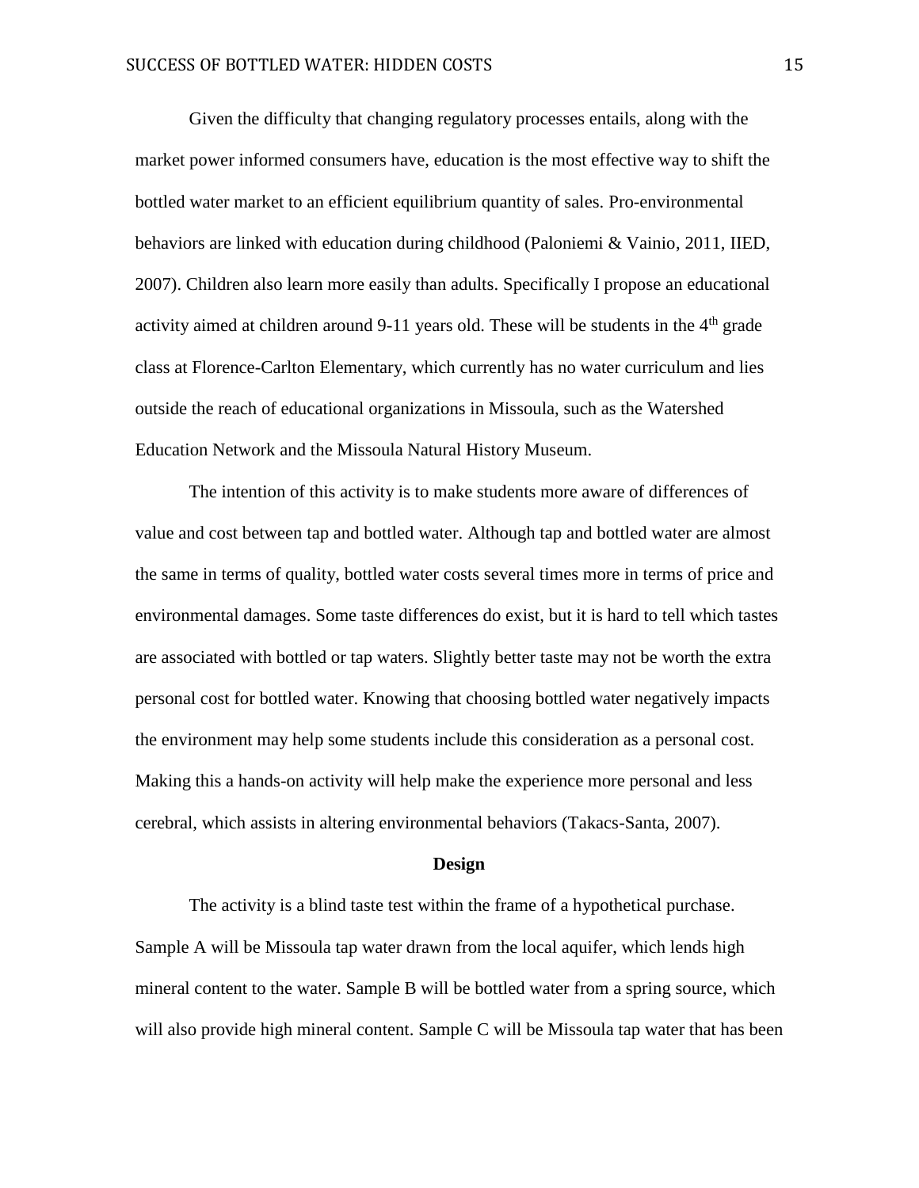Given the difficulty that changing regulatory processes entails, along with the market power informed consumers have, education is the most effective way to shift the bottled water market to an efficient equilibrium quantity of sales. Pro-environmental behaviors are linked with education during childhood (Paloniemi & Vainio, 2011, IIED, 2007). Children also learn more easily than adults. Specifically I propose an educational activity aimed at children around 9-11 years old. These will be students in the 4th grade class at Florence-Carlton Elementary, which currently has no water curriculum and lies outside the reach of educational organizations in Missoula, such as the Watershed Education Network and the Missoula Natural History Museum.

The intention of this activity is to make students more aware of differences of value and cost between tap and bottled water. Although tap and bottled water are almost the same in terms of quality, bottled water costs several times more in terms of price and environmental damages. Some taste differences do exist, but it is hard to tell which tastes are associated with bottled or tap waters. Slightly better taste may not be worth the extra personal cost for bottled water. Knowing that choosing bottled water negatively impacts the environment may help some students include this consideration as a personal cost. Making this a hands-on activity will help make the experience more personal and less cerebral, which assists in altering environmental behaviors (Takacs-Santa, 2007).

**Design**

The activity is a blind taste test within the frame of a hypothetical purchase. Sample A will be Missoula tap water drawn from the local aquifer, which lends high mineral content to the water. Sample B will be bottled water from a spring source, which will also provide high mineral content. Sample C will be Missoula tap water that has been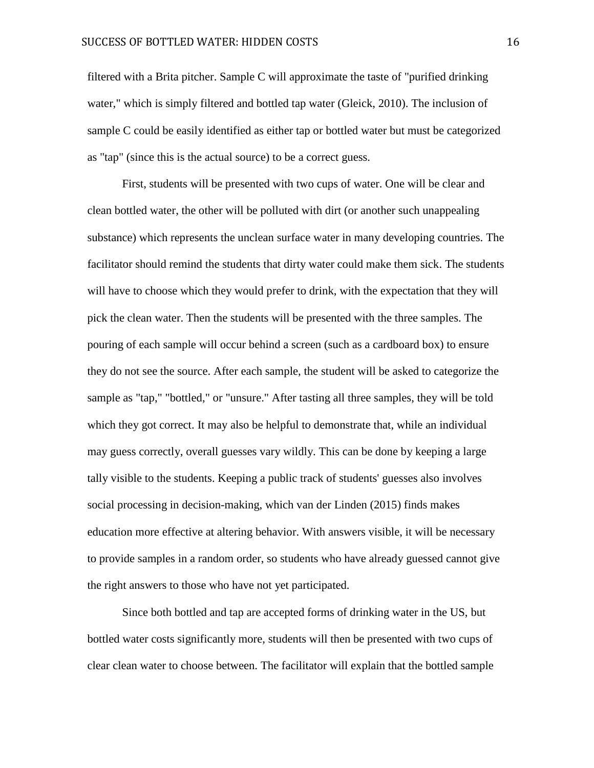filtered with a Brita pitcher. Sample C will approximate the taste of "purified drinking water," which is simply filtered and bottled tap water (Gleick, 2010). The inclusion of sample C could be easily identified as either tap or bottled water but must be categorized as "tap" (since this is the actual source) to be a correct guess.

First, students will be presented with two cups of water. One will be clear and clean bottled water, the other will be polluted with dirt (or another such unappealing substance) which represents the unclean surface water in many developing countries. The facilitator should remind the students that dirty water could make them sick. The students will have to choose which they would prefer to drink, with the expectation that they will pick the clean water. Then the students will be presented with the three samples. The pouring of each sample will occur behind a screen (such as a cardboard box) to ensure they do not see the source. After each sample, the student will be asked to categorize the sample as "tap," "bottled," or "unsure." After tasting all three samples, they will be told which they got correct. It may also be helpful to demonstrate that, while an individual may guess correctly, overall guesses vary wildly. This can be done by keeping a large tally visible to the students. Keeping a public track of students' guesses also involves social processing in decision-making, which van der Linden (2015) finds makes education more effective at altering behavior. With answers visible, it will be necessary to provide samples in a random order, so students who have already guessed cannot give the right answers to those who have not yet participated.

Since both bottled and tap are accepted forms of drinking water in the US, but bottled water costs significantly more, students will then be presented with two cups of clear clean water to choose between. The facilitator will explain that the bottled sample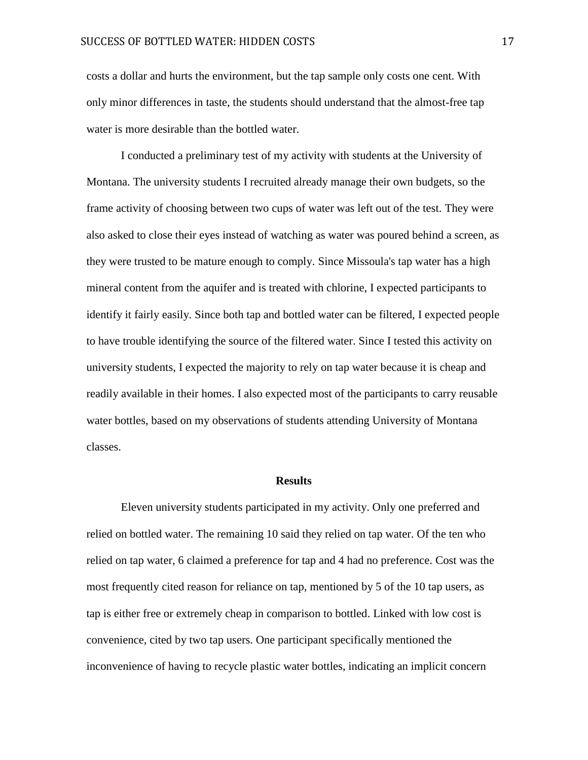costs a dollar and hurts the environment, but the tap sample only costs one cent. With only minor differences in taste, the students should understand that the almost-free tap water is more desirable than the bottled water.

I conducted a preliminary test of my activity with students at the University of Montana. The university students I recruited already manage their own budgets, so the frame activity of choosing between two cups of water was left out of the test. They were also asked to close their eyes instead of watching as water was poured behind a screen, as they were trusted to be mature enough to comply. Since Missoula's tap water has a high mineral content from the aquifer and is treated with chlorine, I expected participants to identify it fairly easily. Since both tap and bottled water can be filtered, I expected people to have trouble identifying the source of the filtered water. Since I tested this activity on university students, I expected the majority to rely on tap water because it is cheap and readily available in their homes. I also expected most of the participants to carry reusable water bottles, based on my observations of students attending University of Montana classes.

## Results

Eleven university students participated in my activity. Only one preferred and relied on bottled water. The remaining 10 said they relied on tap water. Of the ten who relied on tap water, 6 claimed a preference for tap and 4 had no preference. Cost was the most frequently cited reason for reliance on tap, mentioned by 5 of the 10 tap users, as tap is either free or extremely cheap in comparison to bottled. Linked with low cost is convenience, cited by two tap users. One participant specifically mentioned the inconvenience of having to recycle plastic water bottles, indicating an implicit concern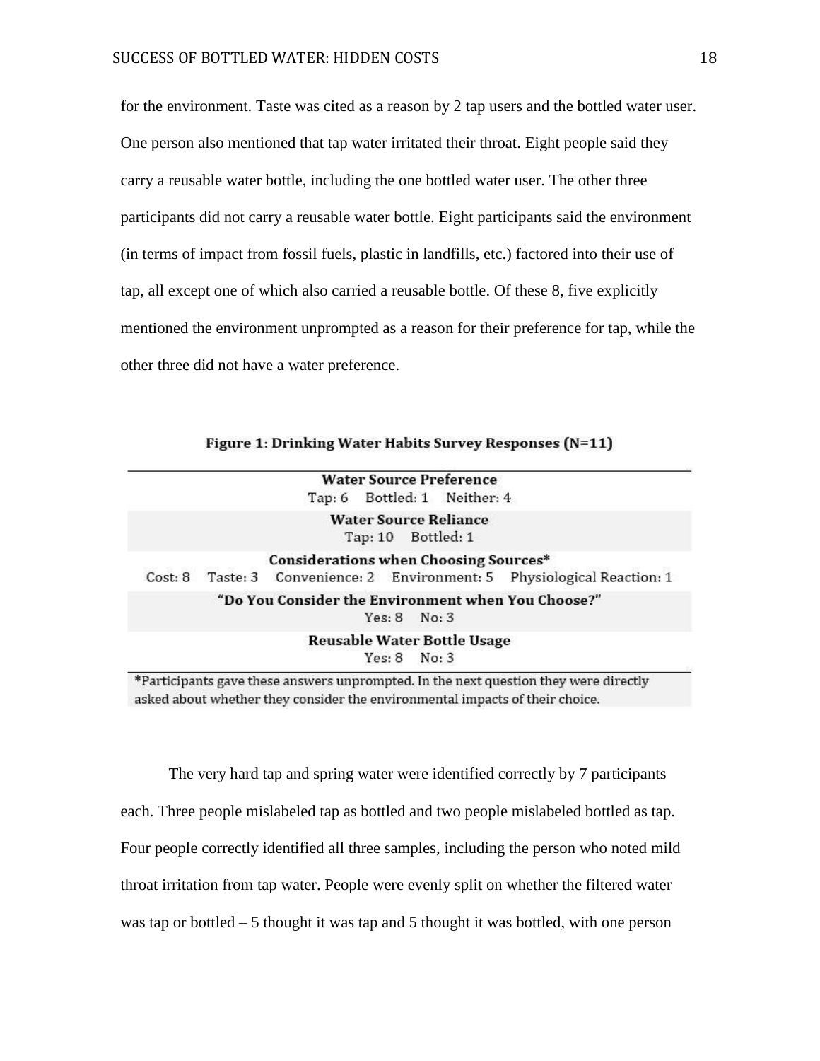for the environment. Taste was cited as a reason by 2 tap users and the bottled water user. One person also mentioned that tap water irritated their throat. Eight people said they carry a reusable water bottle, including the one bottled water user. The other three participants did not carry a reusable water bottle. Eight participants said the environment (in terms of impact from fossil fuels, plastic in landfills, etc.) factored into their use of tap, all except one of which also carried a reusable bottle. Of these 8, five explicitly mentioned the environment unprompted as a reason for their preference for tap, while the other three did not have a water preference.

**Figure 1: Drinking Water Habits Survey Responses (N=11)**

| **Water Source Preference** |
|---|
| Tap: 6 Bottled: 1 Neither: 4 |
| **Water Source Reliance** |
| Tap: 10 Bottled: 1 |
| **Considerations when Choosing Sources*** |
| Cost: 8 Taste: 3 Convenience: 2 Environment: 5 Physiological Reaction: 1 |
| **"Do You Consider the Environment when You Choose?"** |
| Yes: 8 No: 3 |
| **Reusable Water Bottle Usage** |
| Yes: 8 No: 3 |

*Participants gave these answers unprompted. In the next question they were directly asked about whether they consider the environmental impacts of their choice.

The very hard tap and spring water were identified correctly by 7 participants each. Three people mislabeled tap as bottled and two people mislabeled bottled as tap. Four people correctly identified all three samples, including the person who noted mild throat irritation from tap water. People were evenly split on whether the filtered water was tap or bottled – 5 thought it was tap and 5 thought it was bottled, with one person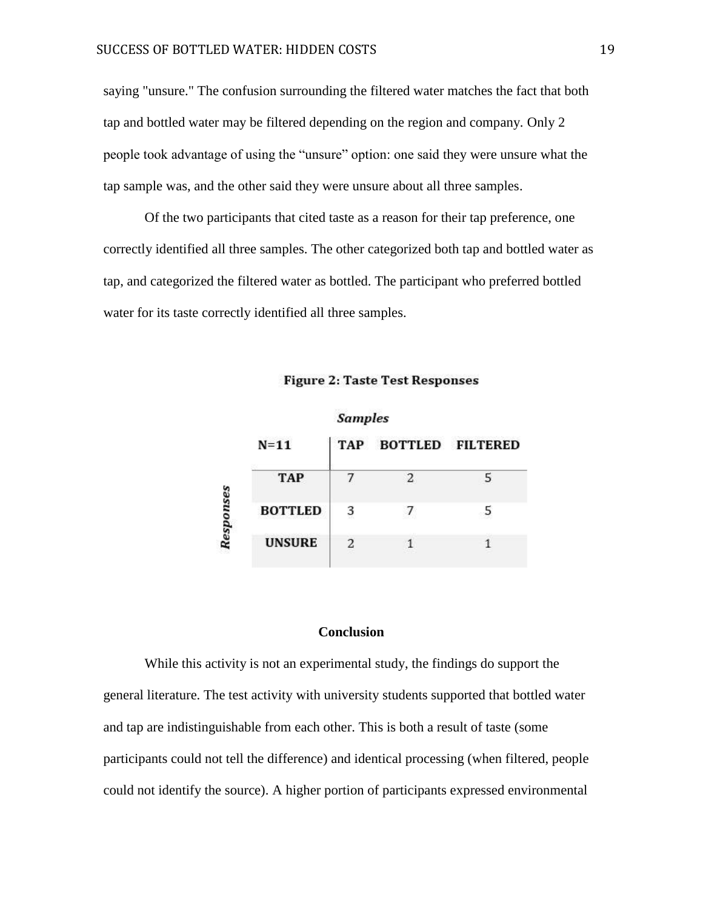saying "unsure." The confusion surrounding the filtered water matches the fact that both tap and bottled water may be filtered depending on the region and company. Only 2 people took advantage of using the "unsure" option: one said they were unsure what the tap sample was, and the other said they were unsure about all three samples.

Of the two participants that cited taste as a reason for their tap preference, one correctly identified all three samples. The other categorized both tap and bottled water as tap, and categorized the filtered water as bottled. The participant who preferred bottled water for its taste correctly identified all three samples.

**Figure 2: Taste Test Responses**

| | | *Samples* | | |
|---|---|---|---|---|
| | **N=11** | **TAP** | **BOTTLED** | **FILTERED** |
| *Responses* | **TAP** | 7 | 2 | 5 |
| | **BOTTLED** | 3 | 7 | 5 |
| | **UNSURE** | 2 | 1 | 1 |

## Conclusion

While this activity is not an experimental study, the findings do support the general literature. The test activity with university students supported that bottled water and tap are indistinguishable from each other. This is both a result of taste (some participants could not tell the difference) and identical processing (when filtered, people could not identify the source). A higher portion of participants expressed environmental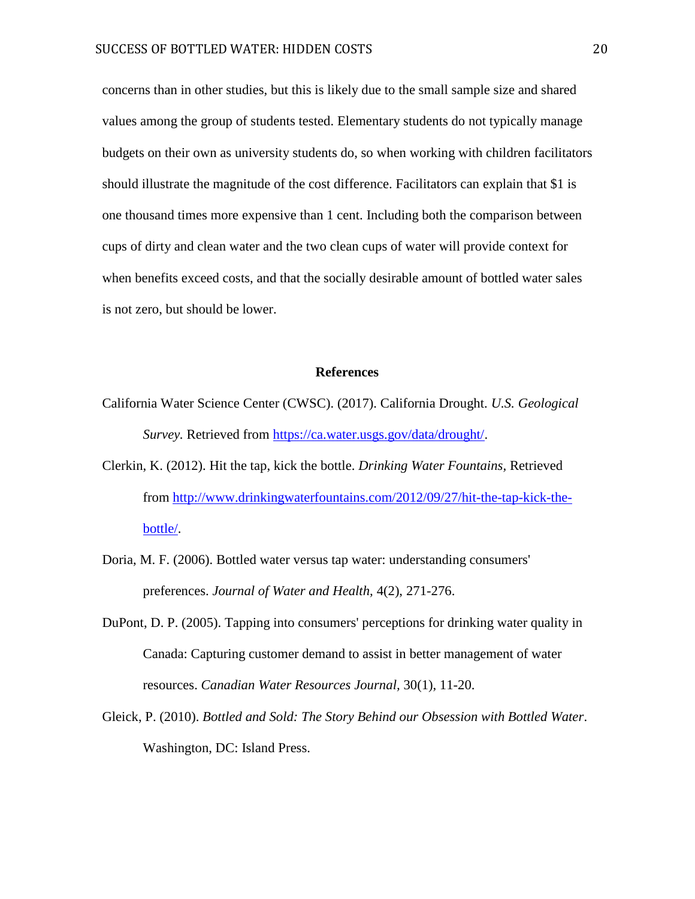concerns than in other studies, but this is likely due to the small sample size and shared values among the group of students tested. Elementary students do not typically manage budgets on their own as university students do, so when working with children facilitators should illustrate the magnitude of the cost difference. Facilitators can explain that $1 is one thousand times more expensive than 1 cent. Including both the comparison between cups of dirty and clean water and the two clean cups of water will provide context for when benefits exceed costs, and that the socially desirable amount of bottled water sales is not zero, but should be lower.

## References

California Water Science Center (CWSC). (2017). California Drought. *U.S. Geological Survey.* Retrieved from https://ca.water.usgs.gov/data/drought/.

Clerkin, K. (2012). Hit the tap, kick the bottle. *Drinking Water Fountains*, Retrieved from http://www.drinkingwaterfountains.com/2012/09/27/hit-the-tap-kick-the-bottle/.

Doria, M. F. (2006). Bottled water versus tap water: understanding consumers' preferences. *Journal of Water and Health*, 4(2), 271-276.

DuPont, D. P. (2005). Tapping into consumers' perceptions for drinking water quality in Canada: Capturing customer demand to assist in better management of water resources. *Canadian Water Resources Journal*, 30(1), 11-20.

Gleick, P. (2010). *Bottled and Sold: The Story Behind our Obsession with Bottled Water*. Washington, DC: Island Press.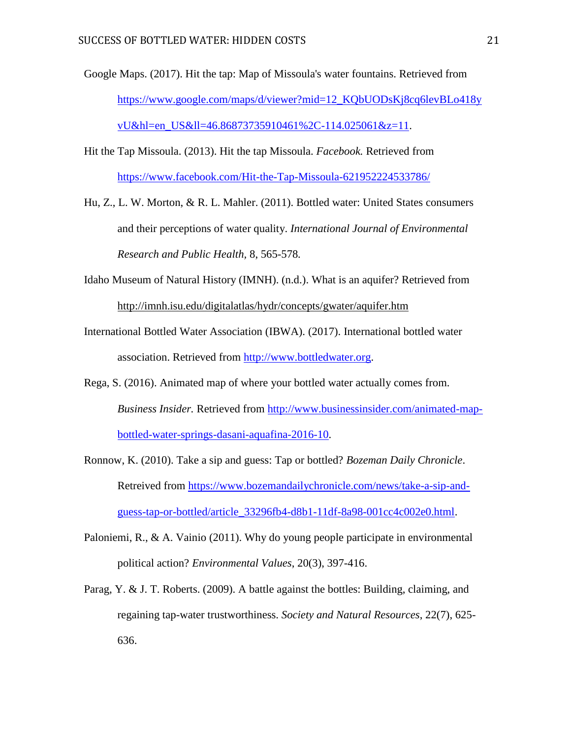Google Maps. (2017). Hit the tap: Map of Missoula's water fountains. Retrieved from https://www.google.com/maps/d/viewer?mid=12_KQbUODsKj8cq6levBLo418yvU&hl=en_US&ll=46.86873735910461%2C-114.025061&z=11.

Hit the Tap Missoula. (2013). Hit the tap Missoula. *Facebook.* Retrieved from https://www.facebook.com/Hit-the-Tap-Missoula-621952224533786/

Hu, Z., L. W. Morton, & R. L. Mahler. (2011). Bottled water: United States consumers and their perceptions of water quality. *International Journal of Environmental Research and Public Health,* 8, 565-578.

Idaho Museum of Natural History (IMNH). (n.d.). What is an aquifer? Retrieved from http://imnh.isu.edu/digitalatlas/hydr/concepts/gwater/aquifer.htm

International Bottled Water Association (IBWA). (2017). International bottled water association. Retrieved from http://www.bottledwater.org.

Rega, S. (2016). Animated map of where your bottled water actually comes from. *Business Insider.* Retrieved from http://www.businessinsider.com/animated-map-bottled-water-springs-dasani-aquafina-2016-10.

Ronnow, K. (2010). Take a sip and guess: Tap or bottled? *Bozeman Daily Chronicle*. Retrieved from https://www.bozemandailychronicle.com/news/take-a-sip-and-guess-tap-or-bottled/article_33296fb4-d8b1-11df-8a98-001cc4c002e0.html.

Paloniemi, R., & A. Vainio (2011). Why do young people participate in environmental political action? *Environmental Values*, 20(3), 397-416.

Parag, Y. & J. T. Roberts. (2009). A battle against the bottles: Building, claiming, and regaining tap-water trustworthiness. *Society and Natural Resources*, 22(7), 625-636.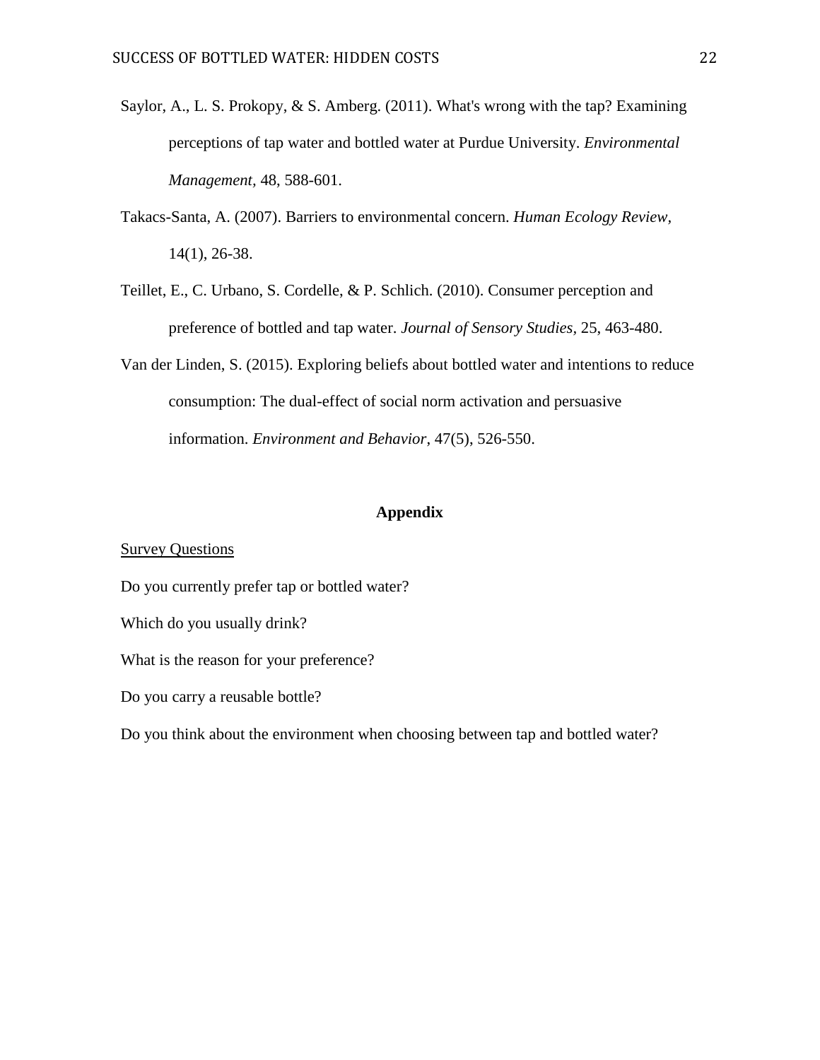Saylor, A., L. S. Prokopy, & S. Amberg. (2011). What's wrong with the tap? Examining perceptions of tap water and bottled water at Purdue University. *Environmental Management*, 48, 588-601.

Takacs-Santa, A. (2007). Barriers to environmental concern. *Human Ecology Review*, 14(1), 26-38.

Teillet, E., C. Urbano, S. Cordelle, & P. Schlich. (2010). Consumer perception and preference of bottled and tap water. *Journal of Sensory Studies*, 25, 463-480.

Van der Linden, S. (2015). Exploring beliefs about bottled water and intentions to reduce consumption: The dual-effect of social norm activation and persuasive information. *Environment and Behavior*, 47(5), 526-550.

## Appendix

<u>Survey Questions</u>

Do you currently prefer tap or bottled water?

Which do you usually drink?

What is the reason for your preference?

Do you carry a reusable bottle?

Do you think about the environment when choosing between tap and bottled water?